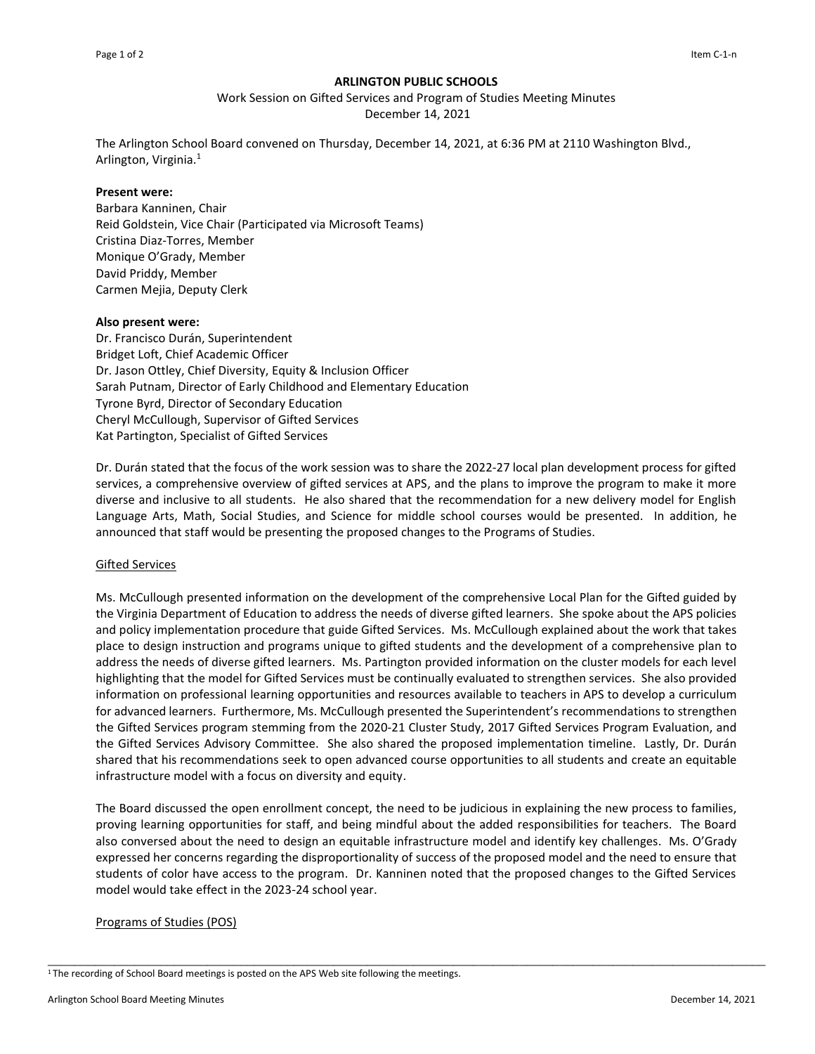**ARLINGTON PUBLIC SCHOOLS**

Work Session on Gifted Services and Program of Studies Meeting Minutes
December 14, 2021

The Arlington School Board convened on Thursday, December 14, 2021, at 6:36 PM at 2110 Washington Blvd., Arlington, Virginia.[1]

**Present were:**
Barbara Kanninen, Chair
Reid Goldstein, Vice Chair (Participated via Microsoft Teams)
Cristina Diaz-Torres, Member
Monique O'Grady, Member
David Priddy, Member
Carmen Mejia, Deputy Clerk

**Also present were:**
Dr. Francisco Durán, Superintendent
Bridget Loft, Chief Academic Officer
Dr. Jason Ottley, Chief Diversity, Equity & Inclusion Officer
Sarah Putnam, Director of Early Childhood and Elementary Education
Tyrone Byrd, Director of Secondary Education
Cheryl McCullough, Supervisor of Gifted Services
Kat Partington, Specialist of Gifted Services

Dr. Durán stated that the focus of the work session was to share the 2022-27 local plan development process for gifted services, a comprehensive overview of gifted services at APS, and the plans to improve the program to make it more diverse and inclusive to all students. He also shared that the recommendation for a new delivery model for English Language Arts, Math, Social Studies, and Science for middle school courses would be presented. In addition, he announced that staff would be presenting the proposed changes to the Programs of Studies.

Gifted Services

Ms. McCullough presented information on the development of the comprehensive Local Plan for the Gifted guided by the Virginia Department of Education to address the needs of diverse gifted learners. She spoke about the APS policies and policy implementation procedure that guide Gifted Services. Ms. McCullough explained about the work that takes place to design instruction and programs unique to gifted students and the development of a comprehensive plan to address the needs of diverse gifted learners. Ms. Partington provided information on the cluster models for each level highlighting that the model for Gifted Services must be continually evaluated to strengthen services. She also provided information on professional learning opportunities and resources available to teachers in APS to develop a curriculum for advanced learners. Furthermore, Ms. McCullough presented the Superintendent's recommendations to strengthen the Gifted Services program stemming from the 2020-21 Cluster Study, 2017 Gifted Services Program Evaluation, and the Gifted Services Advisory Committee. She also shared the proposed implementation timeline. Lastly, Dr. Durán shared that his recommendations seek to open advanced course opportunities to all students and create an equitable infrastructure model with a focus on diversity and equity.

The Board discussed the open enrollment concept, the need to be judicious in explaining the new process to families, proving learning opportunities for staff, and being mindful about the added responsibilities for teachers. The Board also conversed about the need to design an equitable infrastructure model and identify key challenges. Ms. O'Grady expressed her concerns regarding the disproportionality of success of the proposed model and the need to ensure that students of color have access to the program. Dr. Kanninen noted that the proposed changes to the Gifted Services model would take effect in the 2023-24 school year.

Programs of Studies (POS)

[1] The recording of School Board meetings is posted on the APS Web site following the meetings.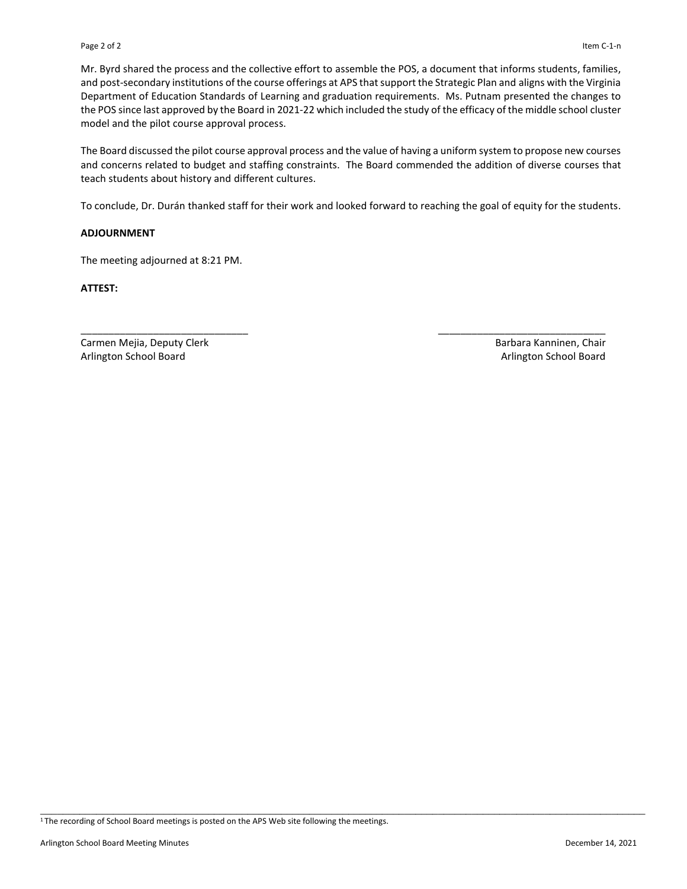Mr. Byrd shared the process and the collective effort to assemble the POS, a document that informs students, families, and post-secondary institutions of the course offerings at APS that support the Strategic Plan and aligns with the Virginia Department of Education Standards of Learning and graduation requirements. Ms. Putnam presented the changes to the POS since last approved by the Board in 2021-22 which included the study of the efficacy of the middle school cluster model and the pilot course approval process.

The Board discussed the pilot course approval process and the value of having a uniform system to propose new courses and concerns related to budget and staffing constraints. The Board commended the addition of diverse courses that teach students about history and different cultures.

To conclude, Dr. Durán thanked staff for their work and looked forward to reaching the goal of equity for the students.

**ADJOURNMENT**

The meeting adjourned at 8:21 PM.

**ATTEST:**

______________________________
Carmen Mejia, Deputy Clerk
Arlington School Board

______________________________
Barbara Kanninen, Chair
Arlington School Board

[1] The recording of School Board meetings is posted on the APS Web site following the meetings.